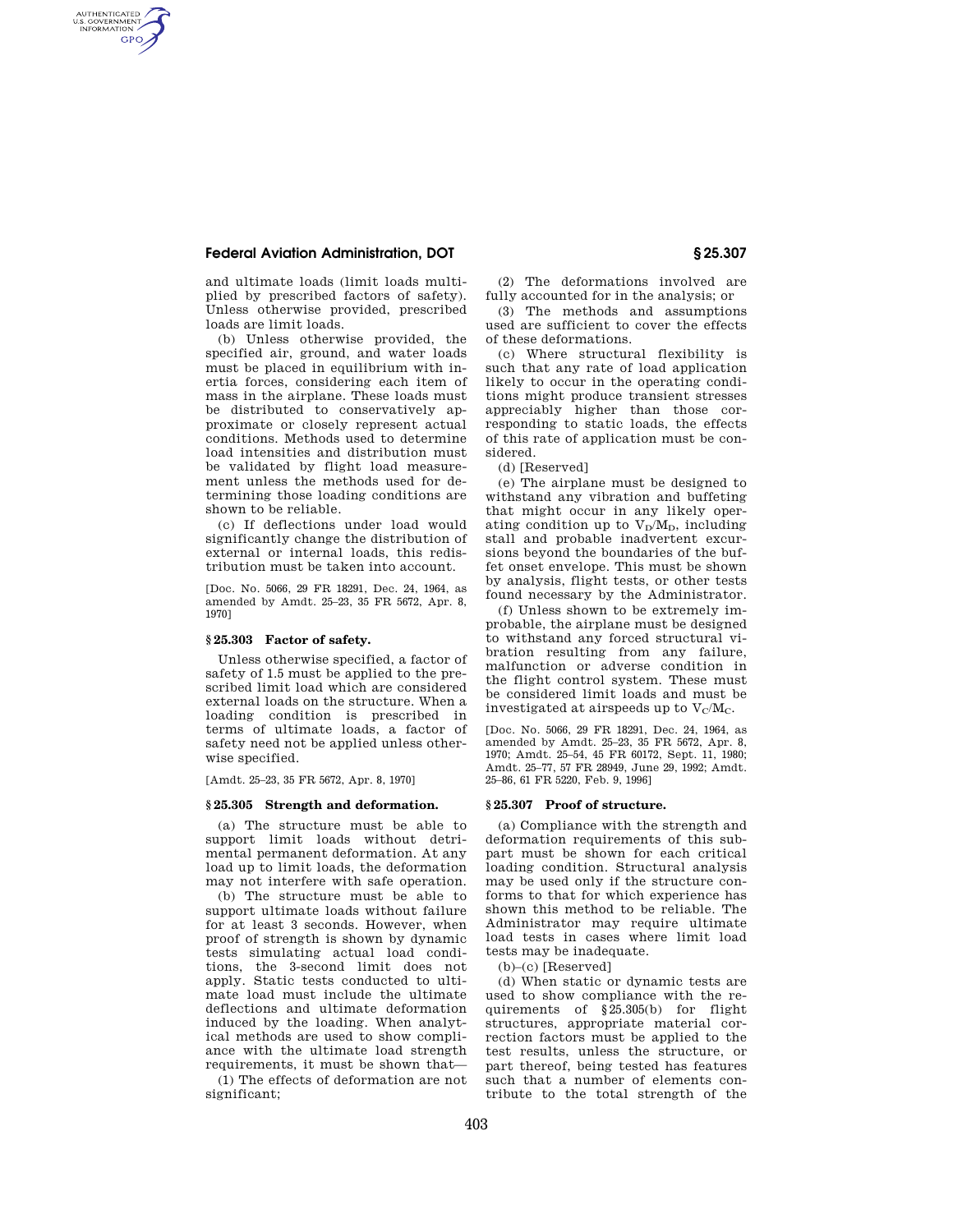and ultimate loads (limit loads multiplied by prescribed factors of safety). Unless otherwise provided, prescribed loads are limit loads.

(b) Unless otherwise provided, the specified air, ground, and water loads must be placed in equilibrium with inertia forces, considering each item of mass in the airplane. These loads must be distributed to conservatively approximate or closely represent actual conditions. Methods used to determine load intensities and distribution must be validated by flight load measurement unless the methods used for determining those loading conditions are shown to be reliable.

(c) If deflections under load would significantly change the distribution of external or internal loads, this redistribution must be taken into account.

[Doc. No. 5066, 29 FR 18291, Dec. 24, 1964, as amended by Amdt. 25–23, 35 FR 5672, Apr. 8, 1970]

### § 25.303 Factor of safety.

Unless otherwise specified, a factor of safety of 1.5 must be applied to the prescribed limit load which are considered external loads on the structure. When a loading condition is prescribed in terms of ultimate loads, a factor of safety need not be applied unless otherwise specified.

[Amdt. 25–23, 35 FR 5672, Apr. 8, 1970]

### § 25.305 Strength and deformation.

(a) The structure must be able to support limit loads without detrimental permanent deformation. At any load up to limit loads, the deformation may not interfere with safe operation.

(b) The structure must be able to support ultimate loads without failure for at least 3 seconds. However, when proof of strength is shown by dynamic tests simulating actual load conditions, the 3-second limit does not apply. Static tests conducted to ultimate load must include the ultimate deflections and ultimate deformation induced by the loading. When analytical methods are used to show compliance with the ultimate load strength requirements, it must be shown that—

(1) The effects of deformation are not significant;

(2) The deformations involved are fully accounted for in the analysis; or

(3) The methods and assumptions used are sufficient to cover the effects of these deformations.

(c) Where structural flexibility is such that any rate of load application likely to occur in the operating conditions might produce transient stresses appreciably higher than those corresponding to static loads, the effects of this rate of application must be considered.

(d) [Reserved]

(e) The airplane must be designed to withstand any vibration and buffeting that might occur in any likely operating condition up to $V_D/M_D$, including stall and probable inadvertent excursions beyond the boundaries of the buffet onset envelope. This must be shown by analysis, flight tests, or other tests found necessary by the Administrator.

(f) Unless shown to be extremely improbable, the airplane must be designed to withstand any forced structural vibration resulting from any failure, malfunction or adverse condition in the flight control system. These must be considered limit loads and must be investigated at airspeeds up to $V_C/M_C$.

[Doc. No. 5066, 29 FR 18291, Dec. 24, 1964, as amended by Amdt. 25–23, 35 FR 5672, Apr. 8, 1970; Amdt. 25–54, 45 FR 60172, Sept. 11, 1980; Amdt. 25–77, 57 FR 28949, June 29, 1992; Amdt. 25–86, 61 FR 5220, Feb. 9, 1996]

### § 25.307 Proof of structure.

(a) Compliance with the strength and deformation requirements of this subpart must be shown for each critical loading condition. Structural analysis may be used only if the structure conforms to that for which experience has shown this method to be reliable. The Administrator may require ultimate load tests in cases where limit load tests may be inadequate.

(b)–(c) [Reserved]

(d) When static or dynamic tests are used to show compliance with the requirements of §25.305(b) for flight structures, appropriate material correction factors must be applied to the test results, unless the structure, or part thereof, being tested has features such that a number of elements contribute to the total strength of the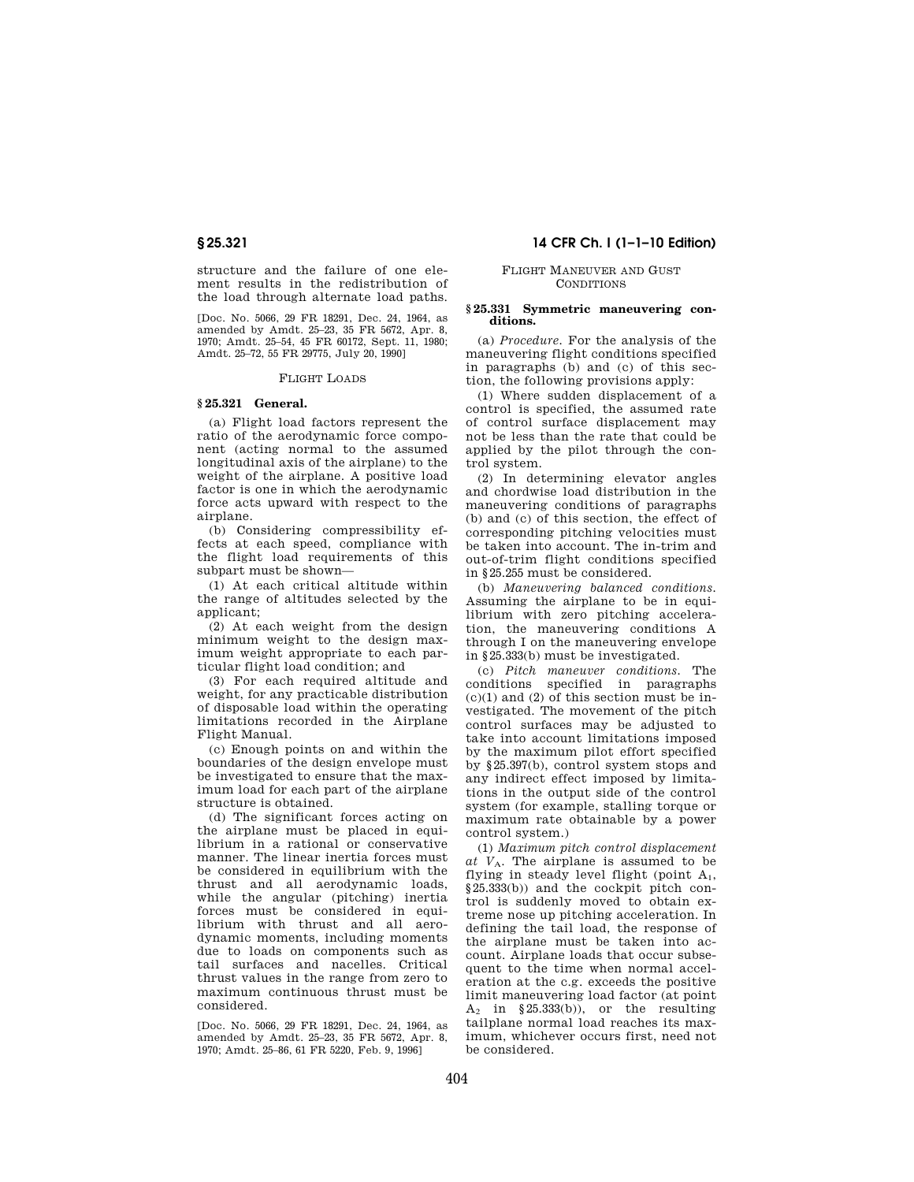structure and the failure of one element results in the redistribution of the load through alternate load paths.

[Doc. No. 5066, 29 FR 18291, Dec. 24, 1964, as amended by Amdt. 25–23, 35 FR 5672, Apr. 8, 1970; Amdt. 25–54, 45 FR 60172, Sept. 11, 1980; Amdt. 25–72, 55 FR 29775, July 20, 1990]

FLIGHT LOADS

## § 25.321 General.

(a) Flight load factors represent the ratio of the aerodynamic force component (acting normal to the assumed longitudinal axis of the airplane) to the weight of the airplane. A positive load factor is one in which the aerodynamic force acts upward with respect to the airplane.

(b) Considering compressibility effects at each speed, compliance with the flight load requirements of this subpart must be shown—

(1) At each critical altitude within the range of altitudes selected by the applicant;

(2) At each weight from the design minimum weight to the design maximum weight appropriate to each particular flight load condition; and

(3) For each required altitude and weight, for any practicable distribution of disposable load within the operating limitations recorded in the Airplane Flight Manual.

(c) Enough points on and within the boundaries of the design envelope must be investigated to ensure that the maximum load for each part of the airplane structure is obtained.

(d) The significant forces acting on the airplane must be placed in equilibrium in a rational or conservative manner. The linear inertia forces must be considered in equilibrium with the thrust and all aerodynamic loads, while the angular (pitching) inertia forces must be considered in equilibrium with thrust and all aerodynamic moments, including moments due to loads on components such as tail surfaces and nacelles. Critical thrust values in the range from zero to maximum continuous thrust must be considered.

[Doc. No. 5066, 29 FR 18291, Dec. 24, 1964, as amended by Amdt. 25–23, 35 FR 5672, Apr. 8, 1970; Amdt. 25–86, 61 FR 5220, Feb. 9, 1996]

FLIGHT MANEUVER AND GUST CONDITIONS

## § 25.331 Symmetric maneuvering conditions.

(a) *Procedure.* For the analysis of the maneuvering flight conditions specified in paragraphs (b) and (c) of this section, the following provisions apply:

(1) Where sudden displacement of a control is specified, the assumed rate of control surface displacement may not be less than the rate that could be applied by the pilot through the control system.

(2) In determining elevator angles and chordwise load distribution in the maneuvering conditions of paragraphs (b) and (c) of this section, the effect of corresponding pitching velocities must be taken into account. The in-trim and out-of-trim flight conditions specified in § 25.255 must be considered.

(b) *Maneuvering balanced conditions.* Assuming the airplane to be in equilibrium with zero pitching acceleration, the maneuvering conditions A through I on the maneuvering envelope in § 25.333(b) must be investigated.

(c) *Pitch maneuver conditions.* The conditions specified in paragraphs (c)(1) and (2) of this section must be investigated. The movement of the pitch control surfaces may be adjusted to take into account limitations imposed by the maximum pilot effort specified by § 25.397(b), control system stops and any indirect effect imposed by limitations in the output side of the control system (for example, stalling torque or maximum rate obtainable by a power control system.)

(1) *Maximum pitch control displacement at $V_A$.* The airplane is assumed to be flying in steady level flight (point $A_1$, § 25.333(b)) and the cockpit pitch control is suddenly moved to obtain extreme nose up pitching acceleration. In defining the tail load, the response of the airplane must be taken into account. Airplane loads that occur subsequent to the time when normal acceleration at the c.g. exceeds the positive limit maneuvering load factor (at point $A_2$ in § 25.333(b)), or the resulting tailplane normal load reaches its maximum, whichever occurs first, need not be considered.